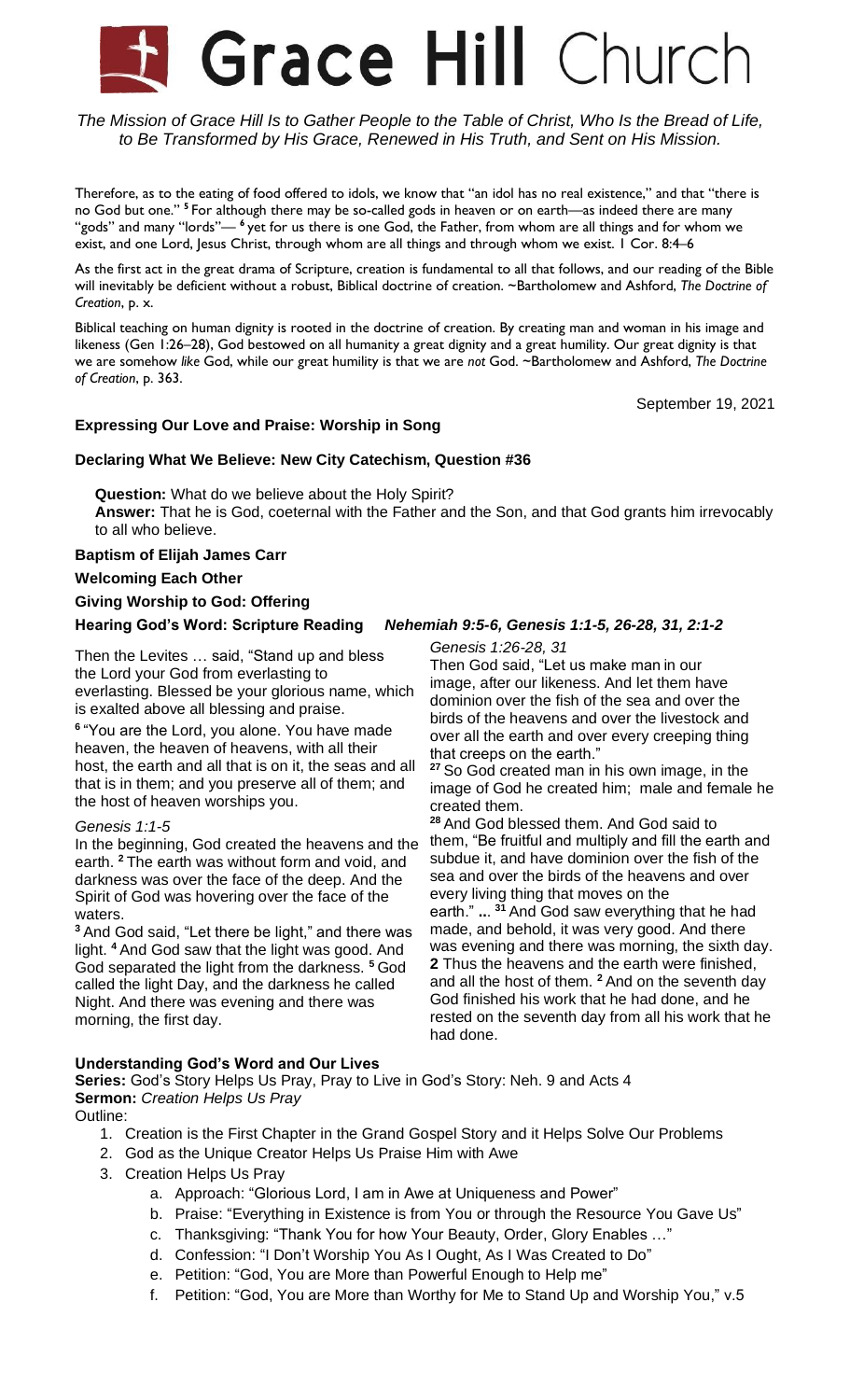# Grace Hill Church

*The Mission of Grace Hill Is to Gather People to the Table of Christ, Who Is the Bread of Life, to Be Transformed by His Grace, Renewed in His Truth, and Sent on His Mission.*

Therefore, as to the eating of food offered to idols, we know that "an idol has no real existence," and that "there is no God but one." [5] For although there may be so-called gods in heaven or on earth—as indeed there are many "gods" and many "lords"— [6] yet for us there is one God, the Father, from whom are all things and for whom we exist, and one Lord, Jesus Christ, through whom are all things and through whom we exist. 1 Cor. 8:4–6

As the first act in the great drama of Scripture, creation is fundamental to all that follows, and our reading of the Bible will inevitably be deficient without a robust, Biblical doctrine of creation. ~Bartholomew and Ashford, *The Doctrine of Creation*, p. x.

Biblical teaching on human dignity is rooted in the doctrine of creation. By creating man and woman in his image and likeness (Gen 1:26–28), God bestowed on all humanity a great dignity and a great humility. Our great dignity is that we are somehow *like* God, while our great humility is that we are *not* God. ~Bartholomew and Ashford, *The Doctrine of Creation*, p. 363.

September 19, 2021

**Expressing Our Love and Praise: Worship in Song**

**Declaring What We Believe: New City Catechism, Question #36**

**Question:** What do we believe about the Holy Spirit?
**Answer:** That he is God, coeternal with the Father and the Son, and that God grants him irrevocably to all who believe.

**Baptism of Elijah James Carr**

**Welcoming Each Other**

**Giving Worship to God: Offering**

**Hearing God's Word: Scripture Reading** *Nehemiah 9:5-6, Genesis 1:1-5, 26-28, 31, 2:1-2*

Then the Levites … said, "Stand up and bless the Lord your God from everlasting to everlasting. Blessed be your glorious name, which is exalted above all blessing and praise.

[6] "You are the Lord, you alone. You have made heaven, the heaven of heavens, with all their host, the earth and all that is on it, the seas and all that is in them; and you preserve all of them; and the host of heaven worships you.

*Genesis 1:1-5*

In the beginning, God created the heavens and the earth. [2] The earth was without form and void, and darkness was over the face of the deep. And the Spirit of God was hovering over the face of the waters.

[3] And God said, "Let there be light," and there was light. [4] And God saw that the light was good. And God separated the light from the darkness. [5] God called the light Day, and the darkness he called Night. And there was evening and there was morning, the first day.

*Genesis 1:26-28, 31*

Then God said, "Let us make man in our image, after our likeness. And let them have dominion over the fish of the sea and over the birds of the heavens and over the livestock and over all the earth and over every creeping thing that creeps on the earth."

[27] So God created man in his own image, in the image of God he created him; male and female he created them.

[28] And God blessed them. And God said to them, "Be fruitful and multiply and fill the earth and subdue it, and have dominion over the fish of the sea and over the birds of the heavens and over every living thing that moves on the earth." ... [31] And God saw everything that he had made, and behold, it was very good. And there was evening and there was morning, the sixth day. **2** Thus the heavens and the earth were finished, and all the host of them. [2] And on the seventh day God finished his work that he had done, and he rested on the seventh day from all his work that he had done.

**Understanding God's Word and Our Lives**

**Series:** God's Story Helps Us Pray, Pray to Live in God's Story: Neh. 9 and Acts 4
**Sermon:** *Creation Helps Us Pray*
Outline:

1. Creation is the First Chapter in the Grand Gospel Story and it Helps Solve Our Problems
2. God as the Unique Creator Helps Us Praise Him with Awe
3. Creation Helps Us Pray
   a. Approach: "Glorious Lord, I am in Awe at Uniqueness and Power"
   b. Praise: "Everything in Existence is from You or through the Resource You Gave Us"
   c. Thanksgiving: "Thank You for how Your Beauty, Order, Glory Enables …"
   d. Confession: "I Don't Worship You As I Ought, As I Was Created to Do"
   e. Petition: "God, You are More than Powerful Enough to Help me"
   f. Petition: "God, You are More than Worthy for Me to Stand Up and Worship You," v.5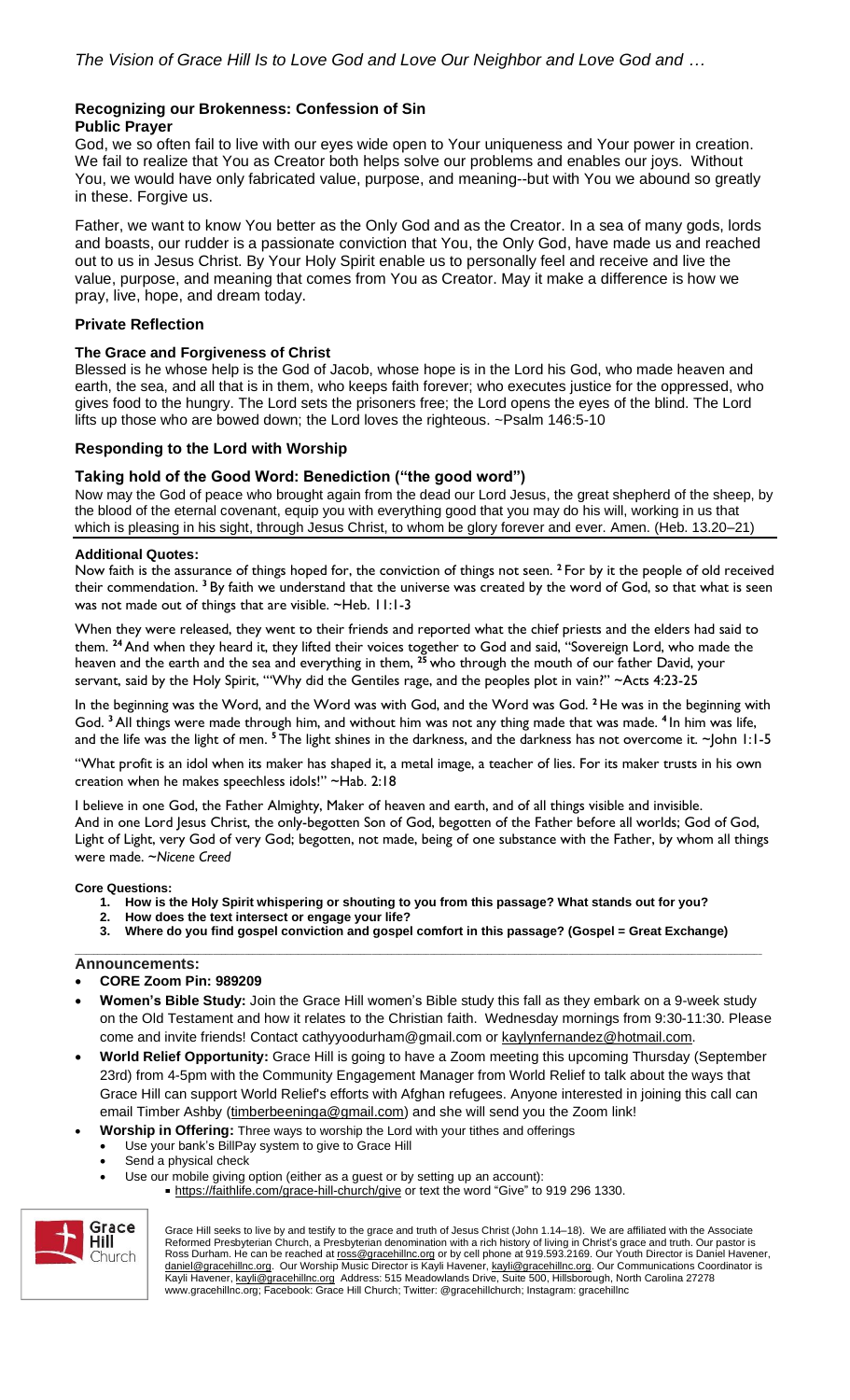*The Vision of Grace Hill Is to Love God and Love Our Neighbor and Love God and …*

### Recognizing our Brokenness: Confession of Sin

**Public Prayer**

God, we so often fail to live with our eyes wide open to Your uniqueness and Your power in creation. We fail to realize that You as Creator both helps solve our problems and enables our joys. Without You, we would have only fabricated value, purpose, and meaning--but with You we abound so greatly in these. Forgive us.

Father, we want to know You better as the Only God and as the Creator. In a sea of many gods, lords and boasts, our rudder is a passionate conviction that You, the Only God, have made us and reached out to us in Jesus Christ. By Your Holy Spirit enable us to personally feel and receive and live the value, purpose, and meaning that comes from You as Creator. May it make a difference is how we pray, live, hope, and dream today.

### Private Reflection

### The Grace and Forgiveness of Christ

Blessed is he whose help is the God of Jacob, whose hope is in the Lord his God, who made heaven and earth, the sea, and all that is in them, who keeps faith forever; who executes justice for the oppressed, who gives food to the hungry. The Lord sets the prisoners free; the Lord opens the eyes of the blind. The Lord lifts up those who are bowed down; the Lord loves the righteous. ~Psalm 146:5-10

### Responding to the Lord with Worship

### Taking hold of the Good Word: Benediction ("the good word")

Now may the God of peace who brought again from the dead our Lord Jesus, the great shepherd of the sheep, by the blood of the eternal covenant, equip you with everything good that you may do his will, working in us that which is pleasing in his sight, through Jesus Christ, to whom be glory forever and ever. Amen. (Heb. 13.20–21)

**Additional Quotes:**

Now faith is the assurance of things hoped for, the conviction of things not seen. [2] For by it the people of old received their commendation. [3] By faith we understand that the universe was created by the word of God, so that what is seen was not made out of things that are visible. ~Heb. 11:1-3

When they were released, they went to their friends and reported what the chief priests and the elders had said to them. [24] And when they heard it, they lifted their voices together to God and said, "Sovereign Lord, who made the heaven and the earth and the sea and everything in them, [25] who through the mouth of our father David, your servant, said by the Holy Spirit, "'Why did the Gentiles rage, and the peoples plot in vain?" ~Acts 4:23-25

In the beginning was the Word, and the Word was with God, and the Word was God. [2] He was in the beginning with God. [3] All things were made through him, and without him was not any thing made that was made. [4] In him was life, and the life was the light of men. [5] The light shines in the darkness, and the darkness has not overcome it. ~John 1:1-5

"What profit is an idol when its maker has shaped it, a metal image, a teacher of lies. For its maker trusts in his own creation when he makes speechless idols!" ~Hab. 2:18

I believe in one God, the Father Almighty, Maker of heaven and earth, and of all things visible and invisible.
And in one Lord Jesus Christ, the only-begotten Son of God, begotten of the Father before all worlds; God of God, Light of Light, very God of very God; begotten, not made, being of one substance with the Father, by whom all things were made. ~*Nicene Creed*

**Core Questions:**

1. **How is the Holy Spirit whispering or shouting to you from this passage? What stands out for you?**
2. **How does the text intersect or engage your life?**
3. **Where do you find gospel conviction and gospel comfort in this passage? (Gospel = Great Exchange)**

### Announcements:

- **CORE Zoom Pin: 989209**
- **Women's Bible Study:** Join the Grace Hill women's Bible study this fall as they embark on a 9-week study on the Old Testament and how it relates to the Christian faith. Wednesday mornings from 9:30-11:30. Please come and invite friends! Contact cathyyoodurham@gmail.com or kaylynfernandez@hotmail.com.
- **World Relief Opportunity:** Grace Hill is going to have a Zoom meeting this upcoming Thursday (September 23rd) from 4-5pm with the Community Engagement Manager from World Relief to talk about the ways that Grace Hill can support World Relief's efforts with Afghan refugees. Anyone interested in joining this call can email Timber Ashby (timberbeeninga@gmail.com) and she will send you the Zoom link!
- **Worship in Offering:** Three ways to worship the Lord with your tithes and offerings
  - Use your bank's BillPay system to give to Grace Hill
  - Send a physical check
  - Use our mobile giving option (either as a guest or by setting up an account):
    - https://faithlife.com/grace-hill-church/give or text the word "Give" to 919 296 1330.

Grace Hill seeks to live by and testify to the grace and truth of Jesus Christ (John 1.14–18). We are affiliated with the Associate Reformed Presbyterian Church, a Presbyterian denomination with a rich history of living in Christ's grace and truth. Our pastor is Ross Durham. He can be reached at ross@gracehillnc.org or by cell phone at 919.593.2169. Our Youth Director is Daniel Havener, daniel@gracehillnc.org. Our Worship Music Director is Kayli Havener, kayli@gracehillnc.org. Our Communications Coordinator is Kayli Havener, kayli@gracehillnc.org Address: 515 Meadowlands Drive, Suite 500, Hillsborough, North Carolina 27278 www.gracehillnc.org; Facebook: Grace Hill Church; Twitter: @gracehillchurch; Instagram: gracehillnc